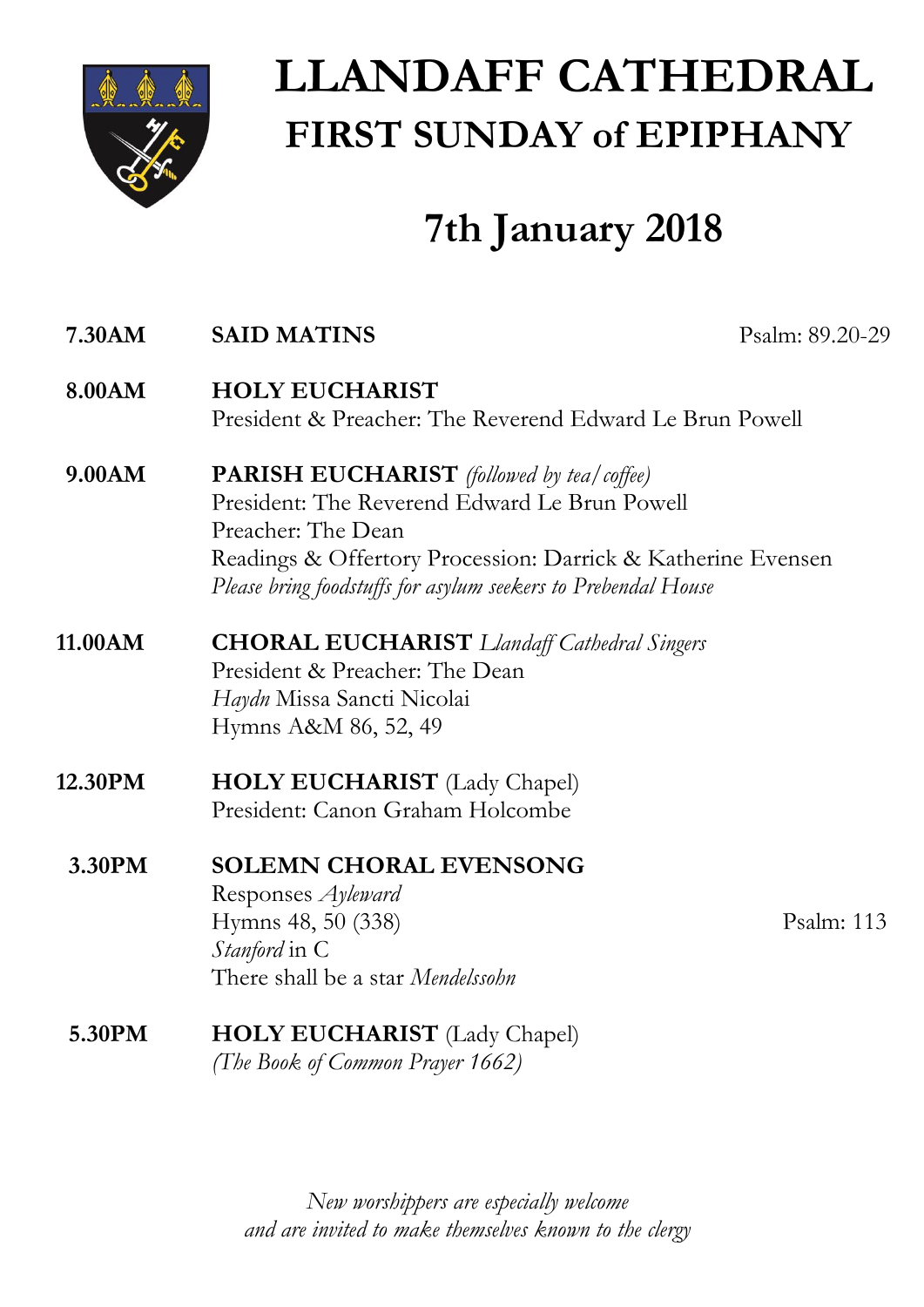# LLANDAFF CATHEDRAL

## FIRST SUNDAY of EPIPHANY

## 7th January 2018

**7.30AM** **SAID MATINS** Psalm: 89.20-29

**8.00AM** **HOLY EUCHARIST**
President & Preacher: The Reverend Edward Le Brun Powell

**9.00AM** **PARISH EUCHARIST** *(followed by tea/coffee)*
President: The Reverend Edward Le Brun Powell
Preacher: The Dean
Readings & Offertory Procession: Darrick & Katherine Evensen
*Please bring foodstuffs for asylum seekers to Prebendal House*

**11.00AM** **CHORAL EUCHARIST** *Llandaff Cathedral Singers*
President & Preacher: The Dean
*Haydn* Missa Sancti Nicolai
Hymns A&M 86, 52, 49

**12.30PM** **HOLY EUCHARIST** (Lady Chapel)
President: Canon Graham Holcombe

**3.30PM** **SOLEMN CHORAL EVENSONG**
Responses *Ayleward*
Hymns 48, 50 (338) Psalm: 113
*Stanford* in C
There shall be a star *Mendelssohn*

**5.30PM** **HOLY EUCHARIST** (Lady Chapel)
*(The Book of Common Prayer 1662)*

*New worshippers are especially welcome and are invited to make themselves known to the clergy*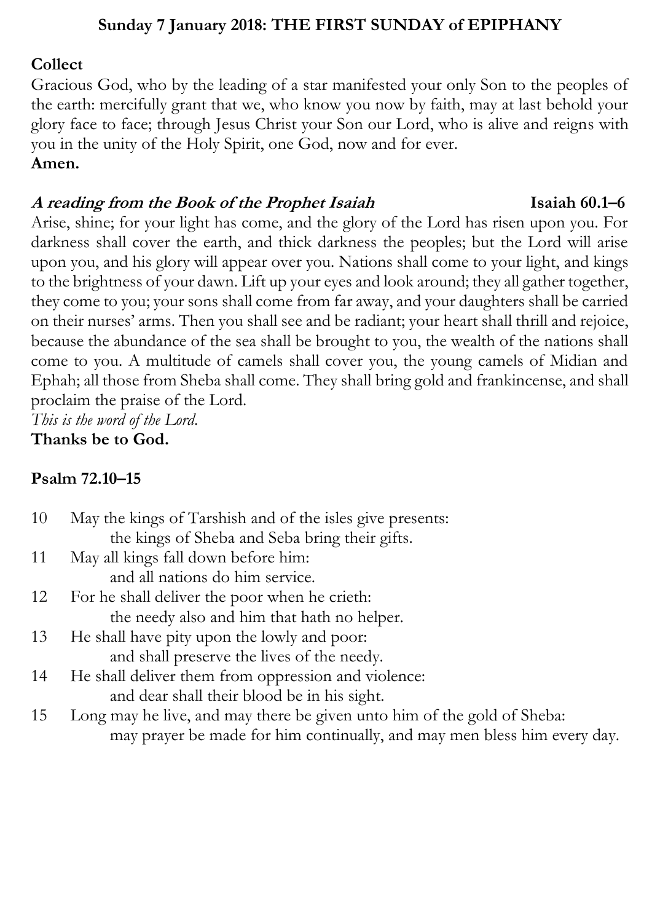## Sunday 7 January 2018: THE FIRST SUNDAY of EPIPHANY

**Collect**

Gracious God, who by the leading of a star manifested your only Son to the peoples of the earth: mercifully grant that we, who know you now by faith, may at last behold your glory face to face; through Jesus Christ your Son our Lord, who is alive and reigns with you in the unity of the Holy Spirit, one God, now and for ever.
**Amen.**

***A reading from the Book of the Prophet Isaiah*** **Isaiah 60.1–6**

Arise, shine; for your light has come, and the glory of the Lord has risen upon you. For darkness shall cover the earth, and thick darkness the peoples; but the Lord will arise upon you, and his glory will appear over you. Nations shall come to your light, and kings to the brightness of your dawn. Lift up your eyes and look around; they all gather together, they come to you; your sons shall come from far away, and your daughters shall be carried on their nurses' arms. Then you shall see and be radiant; your heart shall thrill and rejoice, because the abundance of the sea shall be brought to you, the wealth of the nations shall come to you. A multitude of camels shall cover you, the young camels of Midian and Ephah; all those from Sheba shall come. They shall bring gold and frankincense, and shall proclaim the praise of the Lord.
*This is the word of the Lord.*
**Thanks be to God.**

**Psalm 72.10–15**

10 May the kings of Tarshish and of the isles give presents:
the kings of Sheba and Seba bring their gifts.

11 May all kings fall down before him:
and all nations do him service.

12 For he shall deliver the poor when he crieth:
the needy also and him that hath no helper.

13 He shall have pity upon the lowly and poor:
and shall preserve the lives of the needy.

14 He shall deliver them from oppression and violence:
and dear shall their blood be in his sight.

15 Long may he live, and may there be given unto him of the gold of Sheba:
may prayer be made for him continually, and may men bless him every day.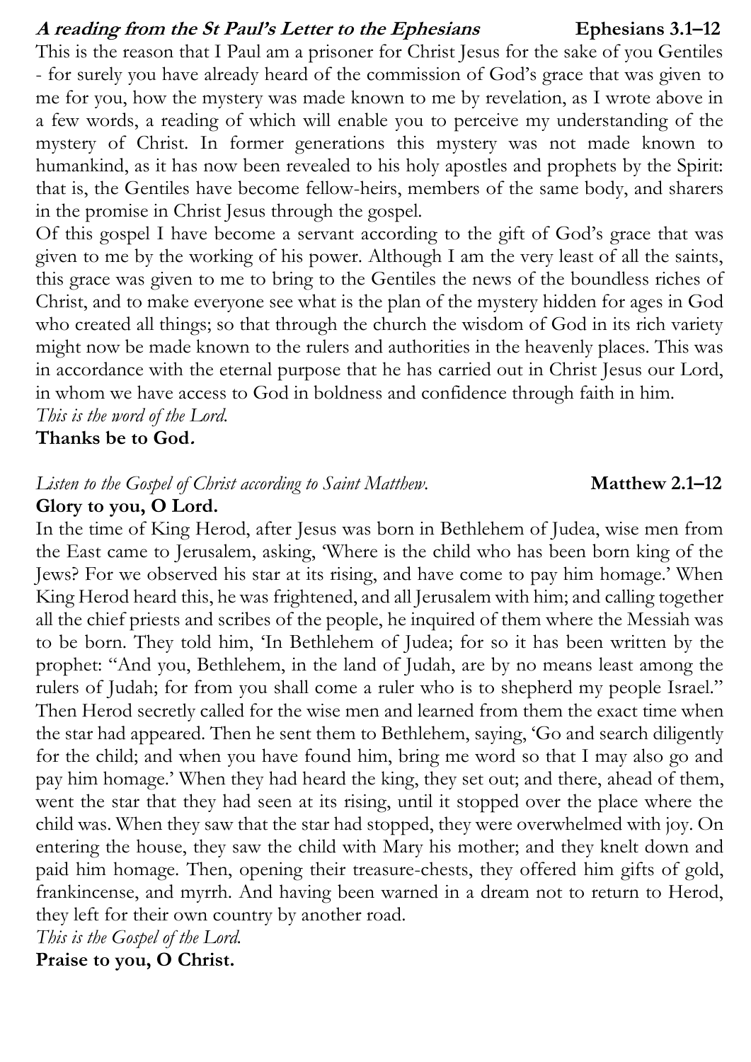***A reading from the St Paul's Letter to the Ephesians*** **Ephesians 3.1–12**

This is the reason that I Paul am a prisoner for Christ Jesus for the sake of you Gentiles - for surely you have already heard of the commission of God's grace that was given to me for you, how the mystery was made known to me by revelation, as I wrote above in a few words, a reading of which will enable you to perceive my understanding of the mystery of Christ. In former generations this mystery was not made known to humankind, as it has now been revealed to his holy apostles and prophets by the Spirit: that is, the Gentiles have become fellow-heirs, members of the same body, and sharers in the promise in Christ Jesus through the gospel.

Of this gospel I have become a servant according to the gift of God's grace that was given to me by the working of his power. Although I am the very least of all the saints, this grace was given to me to bring to the Gentiles the news of the boundless riches of Christ, and to make everyone see what is the plan of the mystery hidden for ages in God who created all things; so that through the church the wisdom of God in its rich variety might now be made known to the rulers and authorities in the heavenly places. This was in accordance with the eternal purpose that he has carried out in Christ Jesus our Lord, in whom we have access to God in boldness and confidence through faith in him.

*This is the word of the Lord.*

**Thanks be to God.**

*Listen to the Gospel of Christ according to Saint Matthew.* **Matthew 2.1–12**

**Glory to you, O Lord.**

In the time of King Herod, after Jesus was born in Bethlehem of Judea, wise men from the East came to Jerusalem, asking, 'Where is the child who has been born king of the Jews? For we observed his star at its rising, and have come to pay him homage.' When King Herod heard this, he was frightened, and all Jerusalem with him; and calling together all the chief priests and scribes of the people, he inquired of them where the Messiah was to be born. They told him, 'In Bethlehem of Judea; for so it has been written by the prophet: "And you, Bethlehem, in the land of Judah, are by no means least among the rulers of Judah; for from you shall come a ruler who is to shepherd my people Israel."' Then Herod secretly called for the wise men and learned from them the exact time when the star had appeared. Then he sent them to Bethlehem, saying, 'Go and search diligently for the child; and when you have found him, bring me word so that I may also go and pay him homage.' When they had heard the king, they set out; and there, ahead of them, went the star that they had seen at its rising, until it stopped over the place where the child was. When they saw that the star had stopped, they were overwhelmed with joy. On entering the house, they saw the child with Mary his mother; and they knelt down and paid him homage. Then, opening their treasure-chests, they offered him gifts of gold, frankincense, and myrrh. And having been warned in a dream not to return to Herod, they left for their own country by another road.

*This is the Gospel of the Lord.*

**Praise to you, O Christ.**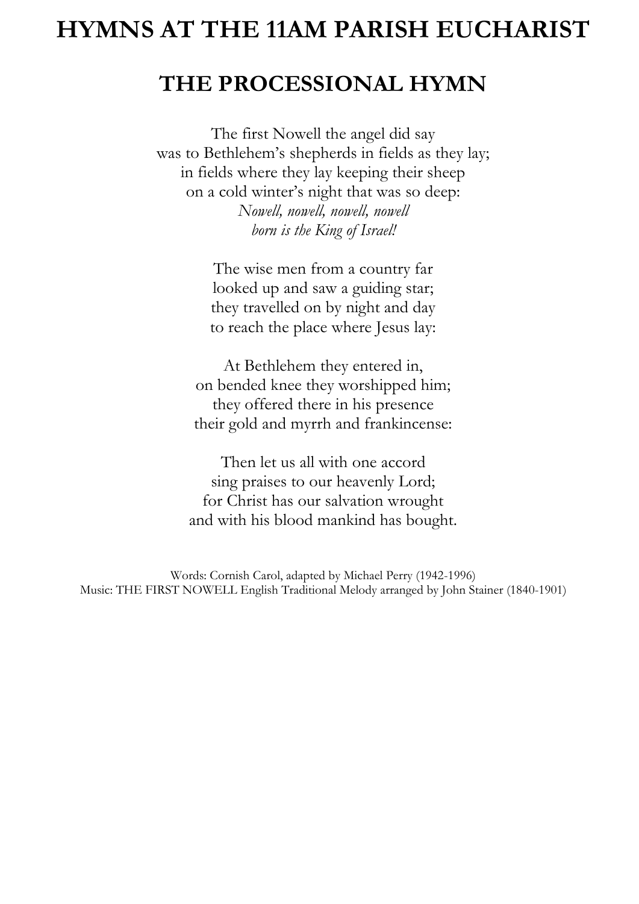# HYMNS AT THE 11AM PARISH EUCHARIST

## THE PROCESSIONAL HYMN

The first Nowell the angel did say
was to Bethlehem's shepherds in fields as they lay;
in fields where they lay keeping their sheep
on a cold winter's night that was so deep:
*Nowell, nowell, nowell, nowell*
*born is the King of Israel!*

The wise men from a country far
looked up and saw a guiding star;
they travelled on by night and day
to reach the place where Jesus lay:

At Bethlehem they entered in,
on bended knee they worshipped him;
they offered there in his presence
their gold and myrrh and frankincense:

Then let us all with one accord
sing praises to our heavenly Lord;
for Christ has our salvation wrought
and with his blood mankind has bought.

Words: Cornish Carol, adapted by Michael Perry (1942-1996)
Music: THE FIRST NOWELL English Traditional Melody arranged by John Stainer (1840-1901)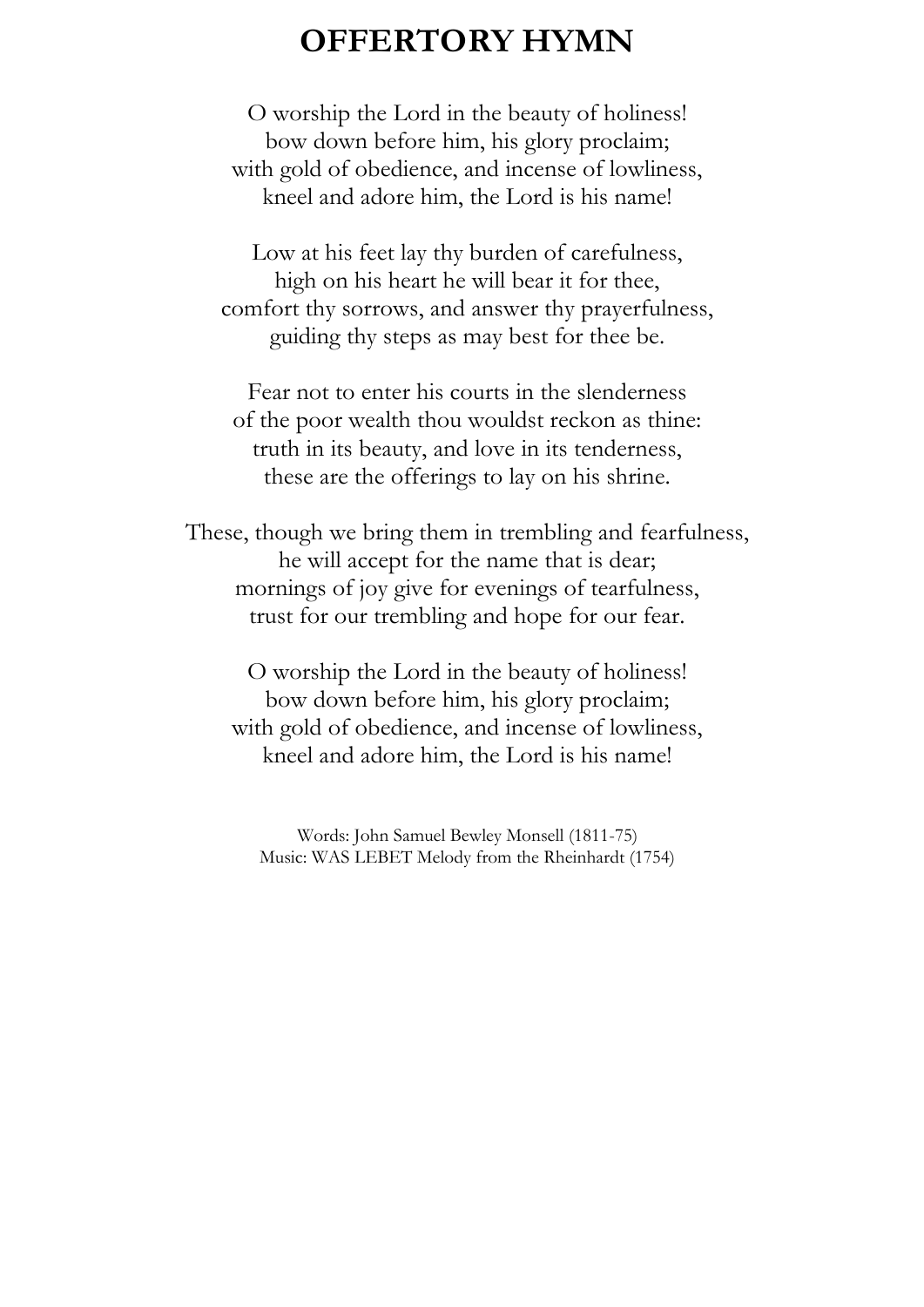# OFFERTORY HYMN

O worship the Lord in the beauty of holiness!
bow down before him, his glory proclaim;
with gold of obedience, and incense of lowliness,
kneel and adore him, the Lord is his name!

Low at his feet lay thy burden of carefulness,
high on his heart he will bear it for thee,
comfort thy sorrows, and answer thy prayerfulness,
guiding thy steps as may best for thee be.

Fear not to enter his courts in the slenderness
of the poor wealth thou wouldst reckon as thine:
truth in its beauty, and love in its tenderness,
these are the offerings to lay on his shrine.

These, though we bring them in trembling and fearfulness,
he will accept for the name that is dear;
mornings of joy give for evenings of tearfulness,
trust for our trembling and hope for our fear.

O worship the Lord in the beauty of holiness!
bow down before him, his glory proclaim;
with gold of obedience, and incense of lowliness,
kneel and adore him, the Lord is his name!

Words: John Samuel Bewley Monsell (1811-75)
Music: WAS LEBET Melody from the Rheinhardt (1754)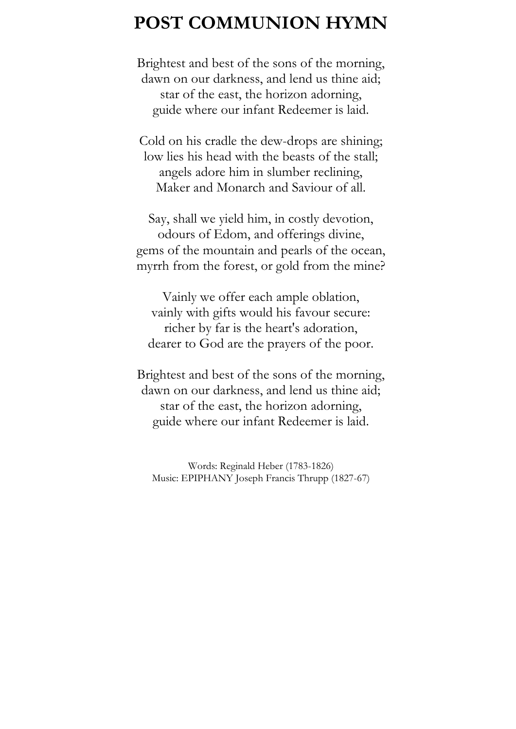# POST COMMUNION HYMN

Brightest and best of the sons of the morning,
dawn on our darkness, and lend us thine aid;
star of the east, the horizon adorning,
guide where our infant Redeemer is laid.

Cold on his cradle the dew-drops are shining;
low lies his head with the beasts of the stall;
angels adore him in slumber reclining,
Maker and Monarch and Saviour of all.

Say, shall we yield him, in costly devotion,
odours of Edom, and offerings divine,
gems of the mountain and pearls of the ocean,
myrrh from the forest, or gold from the mine?

Vainly we offer each ample oblation,
vainly with gifts would his favour secure:
richer by far is the heart's adoration,
dearer to God are the prayers of the poor.

Brightest and best of the sons of the morning,
dawn on our darkness, and lend us thine aid;
star of the east, the horizon adorning,
guide where our infant Redeemer is laid.

Words: Reginald Heber (1783-1826)
Music: EPIPHANY Joseph Francis Thrupp (1827-67)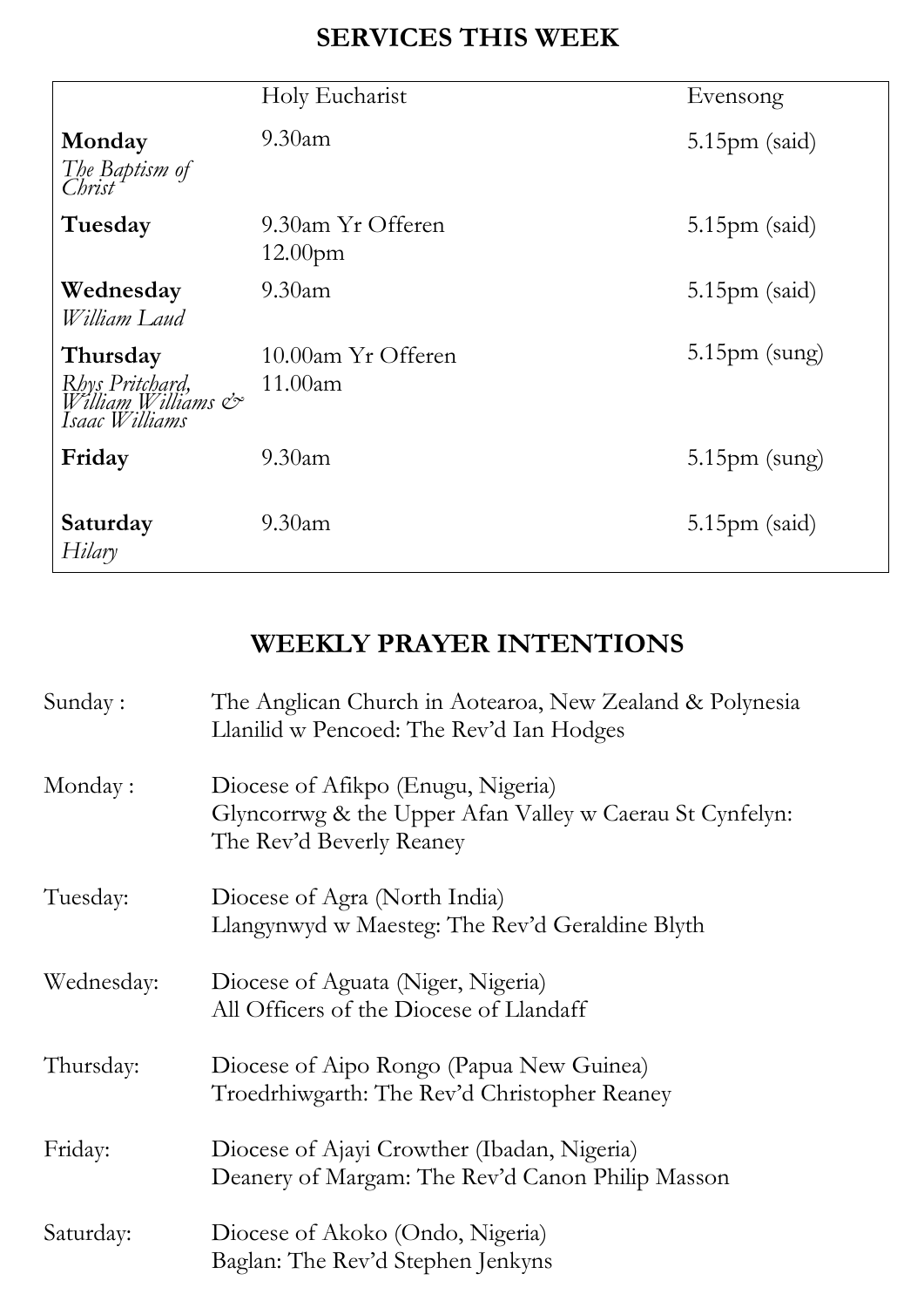## SERVICES THIS WEEK

| | Holy Eucharist | Evensong |
|---|---|---|
| **Monday** *The Baptism of Christ* | 9.30am | 5.15pm (said) |
| **Tuesday** | 9.30am Yr Offeren 12.00pm | 5.15pm (said) |
| **Wednesday** *William Laud* | 9.30am | 5.15pm (said) |
| **Thursday** *Rhys Pritchard, William Williams & Isaac Williams* | 10.00am Yr Offeren 11.00am | 5.15pm (sung) |
| **Friday** | 9.30am | 5.15pm (sung) |
| **Saturday** *Hilary* | 9.30am | 5.15pm (said) |

## WEEKLY PRAYER INTENTIONS

Sunday : The Anglican Church in Aotearoa, New Zealand & Polynesia
Llanilid w Pencoed: The Rev'd Ian Hodges

Monday : Diocese of Afikpo (Enugu, Nigeria)
Glyncorrwg & the Upper Afan Valley w Caerau St Cynfelyn: The Rev'd Beverly Reaney

Tuesday: Diocese of Agra (North India)
Llangynwyd w Maesteg: The Rev'd Geraldine Blyth

Wednesday: Diocese of Aguata (Niger, Nigeria)
All Officers of the Diocese of Llandaff

Thursday: Diocese of Aipo Rongo (Papua New Guinea)
Troedrhiwgarth: The Rev'd Christopher Reaney

Friday: Diocese of Ajayi Crowther (Ibadan, Nigeria)
Deanery of Margam: The Rev'd Canon Philip Masson

Saturday: Diocese of Akoko (Ondo, Nigeria)
Baglan: The Rev'd Stephen Jenkyns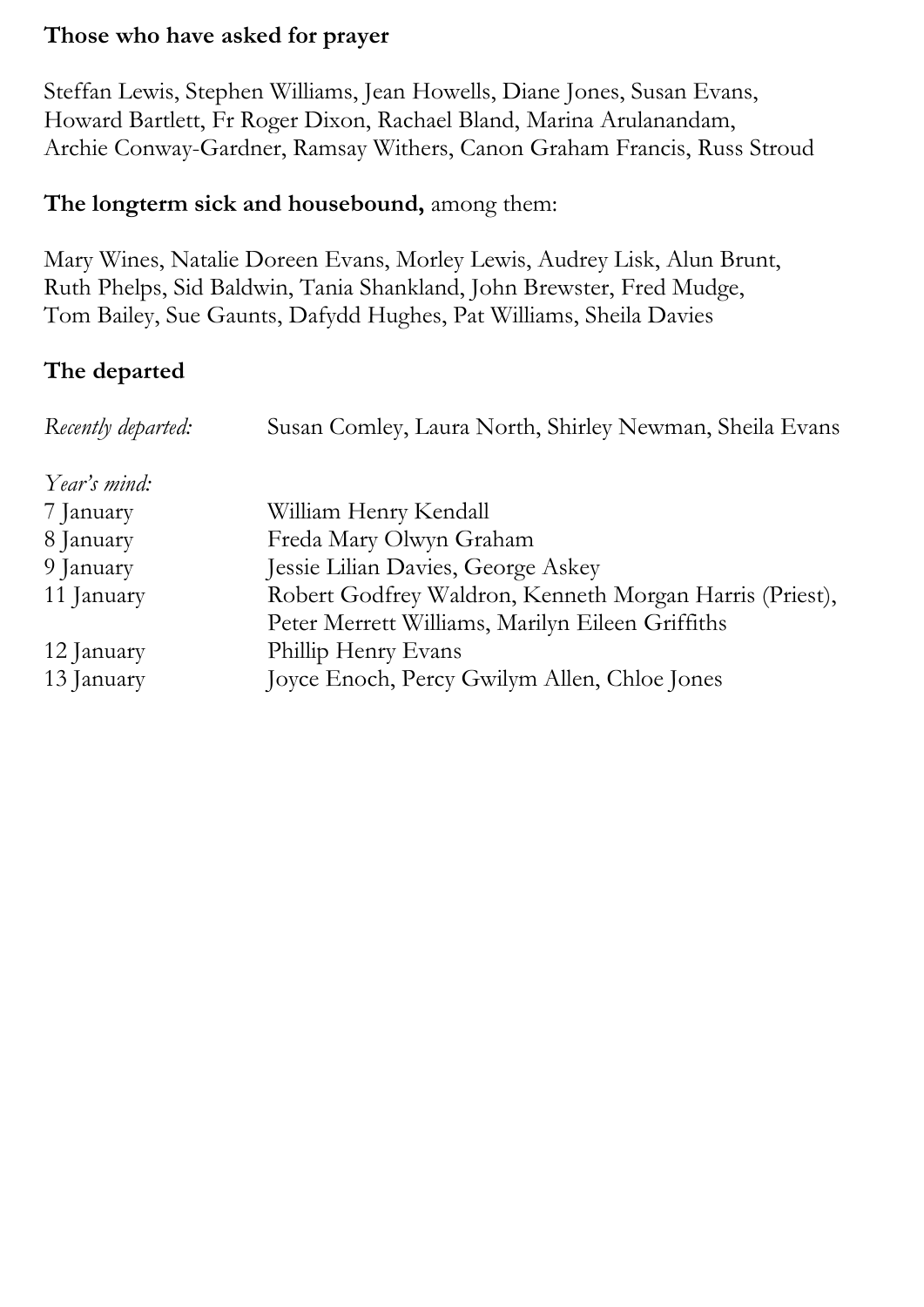**Those who have asked for prayer**

Steffan Lewis, Stephen Williams, Jean Howells, Diane Jones, Susan Evans, Howard Bartlett, Fr Roger Dixon, Rachael Bland, Marina Arulanandam, Archie Conway-Gardner, Ramsay Withers, Canon Graham Francis, Russ Stroud

**The longterm sick and housebound,** among them:

Mary Wines, Natalie Doreen Evans, Morley Lewis, Audrey Lisk, Alun Brunt, Ruth Phelps, Sid Baldwin, Tania Shankland, John Brewster, Fred Mudge, Tom Bailey, Sue Gaunts, Dafydd Hughes, Pat Williams, Sheila Davies

**The departed**

*Recently departed:* Susan Comley, Laura North, Shirley Newman, Sheila Evans

*Year's mind:*

| | |
|---|---|
| 7 January | William Henry Kendall |
| 8 January | Freda Mary Olwyn Graham |
| 9 January | Jessie Lilian Davies, George Askey |
| 11 January | Robert Godfrey Waldron, Kenneth Morgan Harris (Priest), Peter Merrett Williams, Marilyn Eileen Griffiths |
| 12 January | Phillip Henry Evans |
| 13 January | Joyce Enoch, Percy Gwilym Allen, Chloe Jones |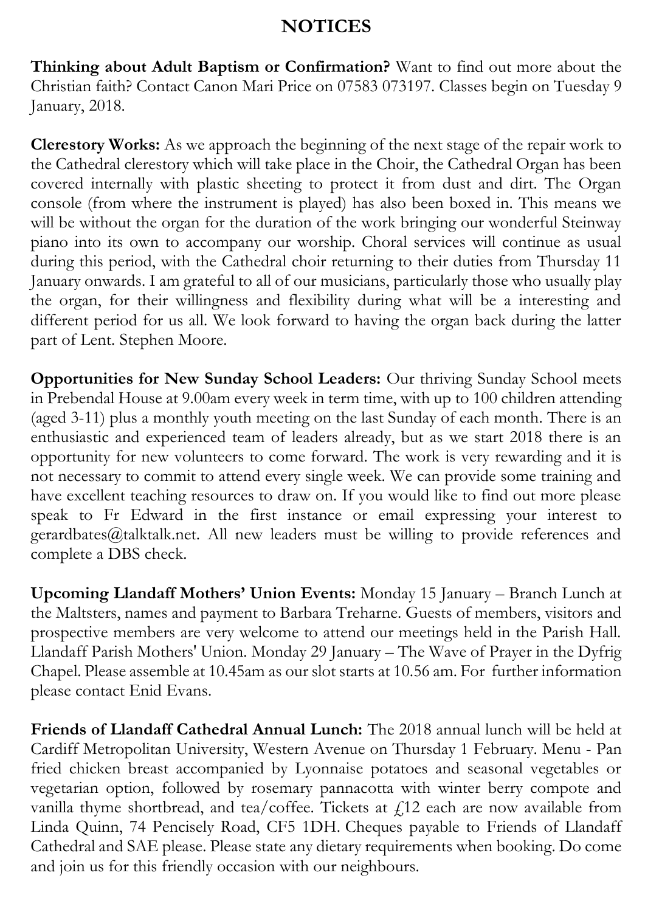# NOTICES

**Thinking about Adult Baptism or Confirmation?** Want to find out more about the Christian faith? Contact Canon Mari Price on 07583 073197. Classes begin on Tuesday 9 January, 2018.

**Clerestory Works:** As we approach the beginning of the next stage of the repair work to the Cathedral clerestory which will take place in the Choir, the Cathedral Organ has been covered internally with plastic sheeting to protect it from dust and dirt. The Organ console (from where the instrument is played) has also been boxed in. This means we will be without the organ for the duration of the work bringing our wonderful Steinway piano into its own to accompany our worship. Choral services will continue as usual during this period, with the Cathedral choir returning to their duties from Thursday 11 January onwards. I am grateful to all of our musicians, particularly those who usually play the organ, for their willingness and flexibility during what will be a interesting and different period for us all. We look forward to having the organ back during the latter part of Lent. Stephen Moore.

**Opportunities for New Sunday School Leaders:** Our thriving Sunday School meets in Prebendal House at 9.00am every week in term time, with up to 100 children attending (aged 3-11) plus a monthly youth meeting on the last Sunday of each month. There is an enthusiastic and experienced team of leaders already, but as we start 2018 there is an opportunity for new volunteers to come forward. The work is very rewarding and it is not necessary to commit to attend every single week. We can provide some training and have excellent teaching resources to draw on. If you would like to find out more please speak to Fr Edward in the first instance or email expressing your interest to gerardbates@talktalk.net. All new leaders must be willing to provide references and complete a DBS check.

**Upcoming Llandaff Mothers' Union Events:** Monday 15 January – Branch Lunch at the Maltsters, names and payment to Barbara Treharne. Guests of members, visitors and prospective members are very welcome to attend our meetings held in the Parish Hall. Llandaff Parish Mothers' Union. Monday 29 January – The Wave of Prayer in the Dyfrig Chapel. Please assemble at 10.45am as our slot starts at 10.56 am. For further information please contact Enid Evans.

**Friends of Llandaff Cathedral Annual Lunch:** The 2018 annual lunch will be held at Cardiff Metropolitan University, Western Avenue on Thursday 1 February. Menu - Pan fried chicken breast accompanied by Lyonnaise potatoes and seasonal vegetables or vegetarian option, followed by rosemary pannacotta with winter berry compote and vanilla thyme shortbread, and tea/coffee. Tickets at £12 each are now available from Linda Quinn, 74 Pencisely Road, CF5 1DH. Cheques payable to Friends of Llandaff Cathedral and SAE please. Please state any dietary requirements when booking. Do come and join us for this friendly occasion with our neighbours.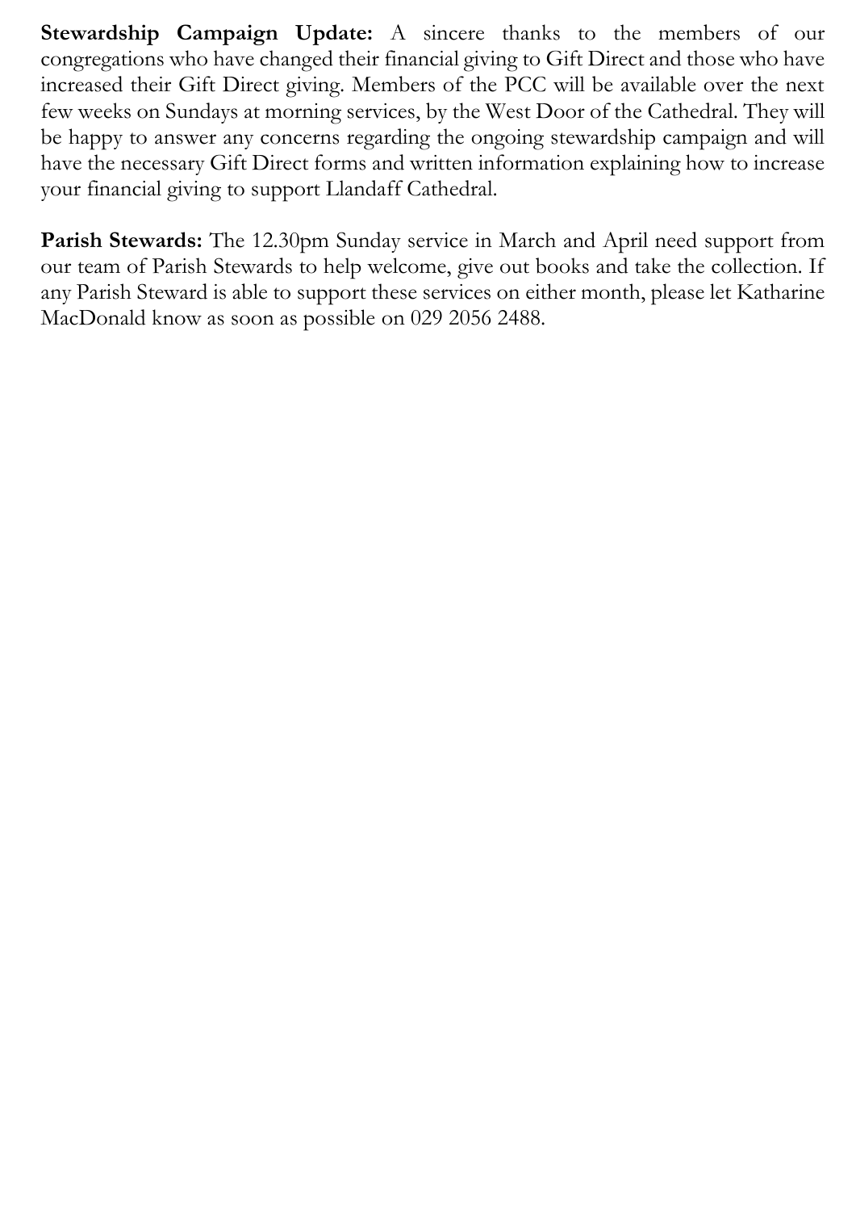**Stewardship Campaign Update:** A sincere thanks to the members of our congregations who have changed their financial giving to Gift Direct and those who have increased their Gift Direct giving. Members of the PCC will be available over the next few weeks on Sundays at morning services, by the West Door of the Cathedral. They will be happy to answer any concerns regarding the ongoing stewardship campaign and will have the necessary Gift Direct forms and written information explaining how to increase your financial giving to support Llandaff Cathedral.

**Parish Stewards:** The 12.30pm Sunday service in March and April need support from our team of Parish Stewards to help welcome, give out books and take the collection. If any Parish Steward is able to support these services on either month, please let Katharine MacDonald know as soon as possible on 029 2056 2488.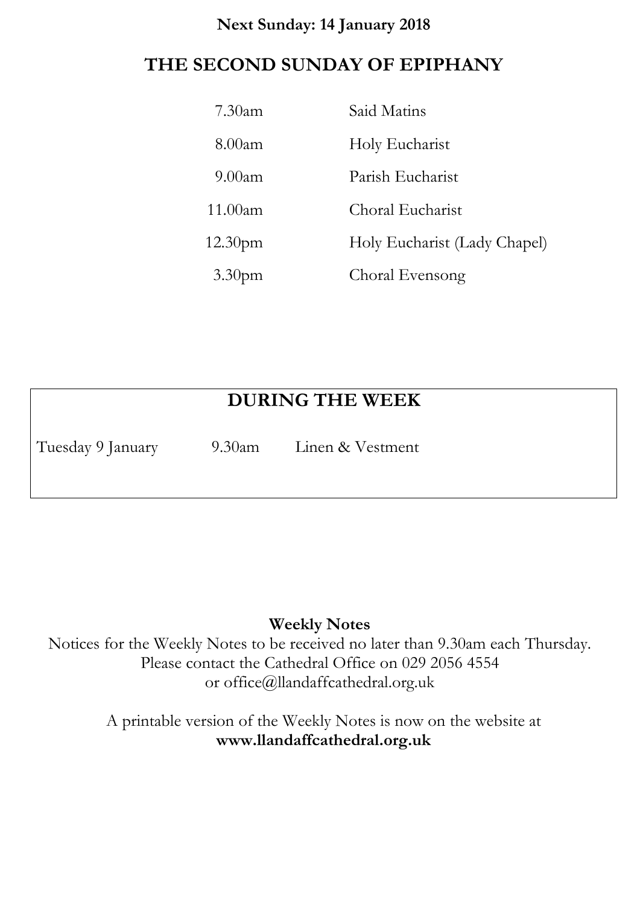**Next Sunday: 14 January 2018**

## THE SECOND SUNDAY OF EPIPHANY

| | |
|---|---|
| 7.30am | Said Matins |
| 8.00am | Holy Eucharist |
| 9.00am | Parish Eucharist |
| 11.00am | Choral Eucharist |
| 12.30pm | Holy Eucharist (Lady Chapel) |
| 3.30pm | Choral Evensong |

## DURING THE WEEK

| | | |
|---|---|---|
| Tuesday 9 January | 9.30am | Linen & Vestment |

**Weekly Notes**

Notices for the Weekly Notes to be received no later than 9.30am each Thursday.
Please contact the Cathedral Office on 029 2056 4554
or office@llandaffcathedral.org.uk

A printable version of the Weekly Notes is now on the website at
**www.llandaffcathedral.org.uk**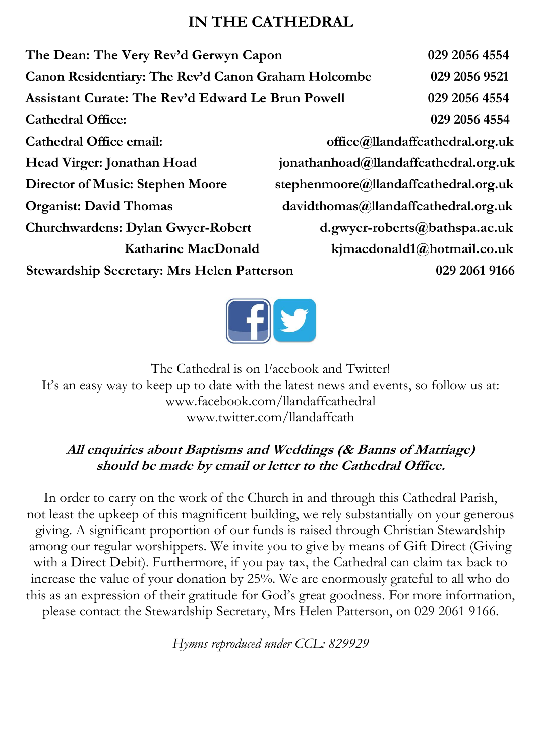## IN THE CATHEDRAL

| | |
|---|---|
| **The Dean: The Very Rev'd Gerwyn Capon** | **029 2056 4554** |
| **Canon Residentiary: The Rev'd Canon Graham Holcombe** | **029 2056 9521** |
| **Assistant Curate: The Rev'd Edward Le Brun Powell** | **029 2056 4554** |
| **Cathedral Office:** | **029 2056 4554** |
| **Cathedral Office email:** | **office@llandaffcathedral.org.uk** |
| **Head Virger: Jonathan Hoad** | **jonathanhoad@llandaffcathedral.org.uk** |
| **Director of Music: Stephen Moore** | **stephenmoore@llandaffcathedral.org.uk** |
| **Organist: David Thomas** | **davidthomas@llandaffcathedral.org.uk** |
| **Churchwardens: Dylan Gwyer-Robert** | **d.gwyer-roberts@bathspa.ac.uk** |
| **Katharine MacDonald** | **kjmacdonald1@hotmail.co.uk** |
| **Stewardship Secretary: Mrs Helen Patterson** | **029 2061 9166** |

The Cathedral is on Facebook and Twitter!
It's an easy way to keep up to date with the latest news and events, so follow us at:
www.facebook.com/llandaffcathedral
www.twitter.com/llandaffcath

***All enquiries about Baptisms and Weddings (& Banns of Marriage) should be made by email or letter to the Cathedral Office.***

In order to carry on the work of the Church in and through this Cathedral Parish, not least the upkeep of this magnificent building, we rely substantially on your generous giving. A significant proportion of our funds is raised through Christian Stewardship among our regular worshippers. We invite you to give by means of Gift Direct (Giving with a Direct Debit). Furthermore, if you pay tax, the Cathedral can claim tax back to increase the value of your donation by 25%. We are enormously grateful to all who do this as an expression of their gratitude for God's great goodness. For more information, please contact the Stewardship Secretary, Mrs Helen Patterson, on 029 2061 9166.

*Hymns reproduced under CCL: 829929*